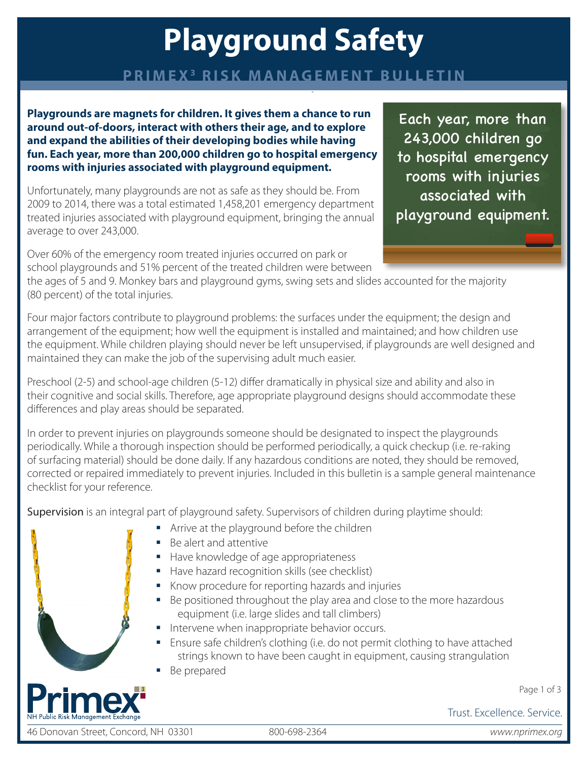# Playground Safety

## PRIMEX³ RISK MANAGEMENT BULLETIN

**Playgrounds are magnets for children. It gives them a chance to run around out-of-doors, interact with others their age, and to explore and expand the abilities of their developing bodies while having fun. Each year, more than 200,000 children go to hospital emergency rooms with injuries associated with playground equipment.**

Each year, more than 243,000 children go to hospital emergency rooms with injuries associated with playground equipment.

Unfortunately, many playgrounds are not as safe as they should be. From 2009 to 2014, there was a total estimated 1,458,201 emergency department treated injuries associated with playground equipment, bringing the annual average to over 243,000.

Over 60% of the emergency room treated injuries occurred on park or school playgrounds and 51% percent of the treated children were between the ages of 5 and 9. Monkey bars and playground gyms, swing sets and slides accounted for the majority (80 percent) of the total injuries.

Four major factors contribute to playground problems: the surfaces under the equipment; the design and arrangement of the equipment; how well the equipment is installed and maintained; and how children use the equipment. While children playing should never be left unsupervised, if playgrounds are well designed and maintained they can make the job of the supervising adult much easier.

Preschool (2-5) and school-age children (5-12) differ dramatically in physical size and ability and also in their cognitive and social skills. Therefore, age appropriate playground designs should accommodate these differences and play areas should be separated.

In order to prevent injuries on playgrounds someone should be designated to inspect the playgrounds periodically. While a thorough inspection should be performed periodically, a quick checkup (i.e. re-raking of surfacing material) should be done daily. If any hazardous conditions are noted, they should be removed, corrected or repaired immediately to prevent injuries. Included in this bulletin is a sample general maintenance checklist for your reference.

Supervision is an integral part of playground safety. Supervisors of children during playtime should:

- Arrive at the playground before the children
- Be alert and attentive
- Have knowledge of age appropriateness
- Have hazard recognition skills (see checklist)
- Know procedure for reporting hazards and injuries
- Be positioned throughout the play area and close to the more hazardous equipment (i.e. large slides and tall climbers)
- Intervene when inappropriate behavior occurs.
- Ensure safe children's clothing (i.e. do not permit clothing to have attached strings known to have been caught in equipment, causing strangulation
- Be prepared

Primex³ NH Public Risk Management Exchange

Trust. Excellence. Service.

46 Donovan Street, Concord, NH 03301 | 800-698-2364 | www.nhprimex.org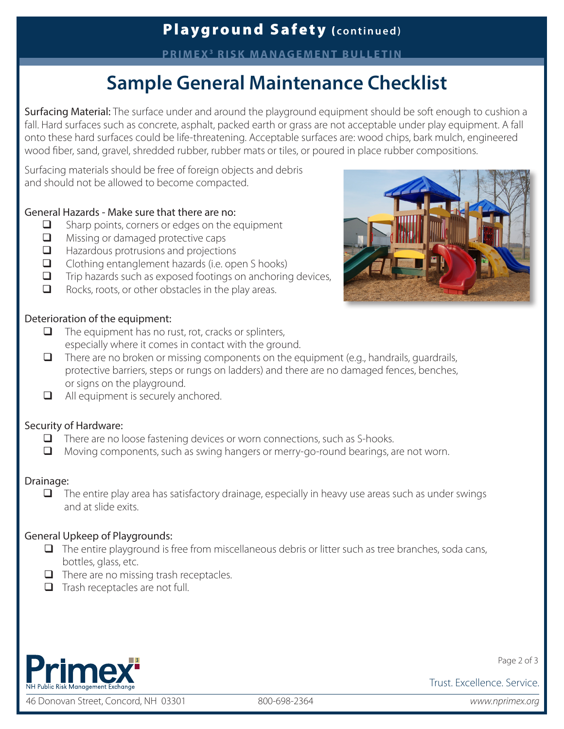# Sample General Maintenance Checklist

Surfacing Material: The surface under and around the playground equipment should be soft enough to cushion a fall. Hard surfaces such as concrete, asphalt, packed earth or grass are not acceptable under play equipment. A fall onto these hard surfaces could be life-threatening. Acceptable surfaces are: wood chips, bark mulch, engineered wood fiber, sand, gravel, shredded rubber, rubber mats or tiles, or poured in place rubber compositions.

Surfacing materials should be free of foreign objects and debris and should not be allowed to become compacted.

General Hazards - Make sure that there are no:

- ❑ Sharp points, corners or edges on the equipment
- ❑ Missing or damaged protective caps
- ❑ Hazardous protrusions and projections
- ❑ Clothing entanglement hazards (i.e. open S hooks)
- ❑ Trip hazards such as exposed footings on anchoring devices,
- ❑ Rocks, roots, or other obstacles in the play areas.

Deterioration of the equipment:

- ❑ The equipment has no rust, rot, cracks or splinters, especially where it comes in contact with the ground.
- ❑ There are no broken or missing components on the equipment (e.g., handrails, guardrails, protective barriers, steps or rungs on ladders) and there are no damaged fences, benches, or signs on the playground.
- ❑ All equipment is securely anchored.

Security of Hardware:

- ❑ There are no loose fastening devices or worn connections, such as S-hooks.
- ❑ Moving components, such as swing hangers or merry-go-round bearings, are not worn.

Drainage:

- ❑ The entire play area has satisfactory drainage, especially in heavy use areas such as under swings and at slide exits.

General Upkeep of Playgrounds:

- ❑ The entire playground is free from miscellaneous debris or litter such as tree branches, soda cans, bottles, glass, etc.
- ❑ There are no missing trash receptacles.
- ❑ Trash receptacles are not full.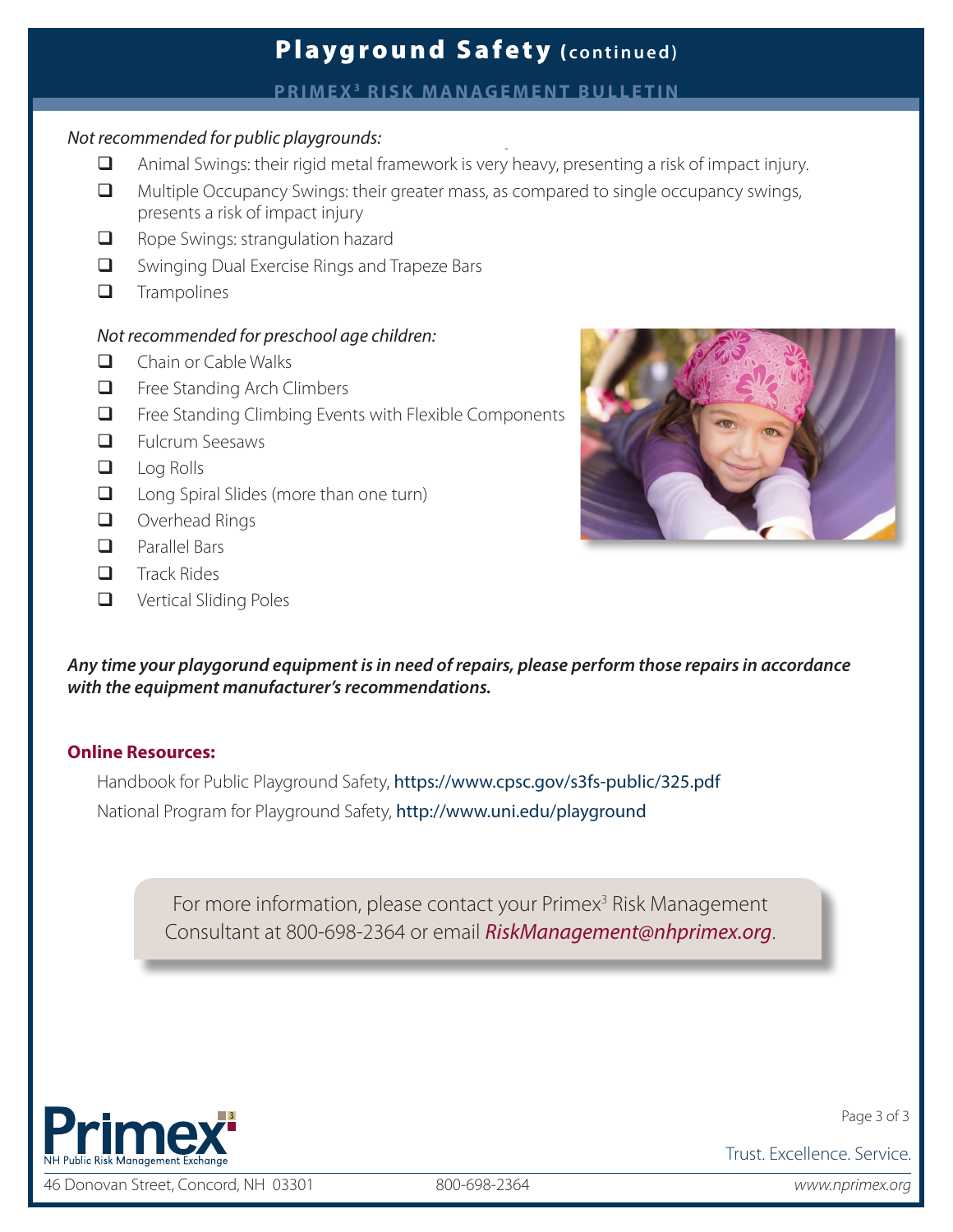*Not recommended for public playgrounds:*

- Animal Swings: their rigid metal framework is very heavy, presenting a risk of impact injury.
- Multiple Occupancy Swings: their greater mass, as compared to single occupancy swings, presents a risk of impact injury
- Rope Swings: strangulation hazard
- Swinging Dual Exercise Rings and Trapeze Bars
- Trampolines

*Not recommended for preschool age children:*

- Chain or Cable Walks
- Free Standing Arch Climbers
- Free Standing Climbing Events with Flexible Components
- Fulcrum Seesaws
- Log Rolls
- Long Spiral Slides (more than one turn)
- Overhead Rings
- Parallel Bars
- Track Rides
- Vertical Sliding Poles

***Any time your playgorund equipment is in need of repairs, please perform those repairs in accordance with the equipment manufacturer's recommendations.***

**Online Resources:**

Handbook for Public Playground Safety, https://www.cpsc.gov/s3fs-public/325.pdf

National Program for Playground Safety, http://www.uni.edu/playground

For more information, please contact your Primex[3] Risk Management Consultant at 800-698-2364 or email *RiskManagement@nhprimex.org*.